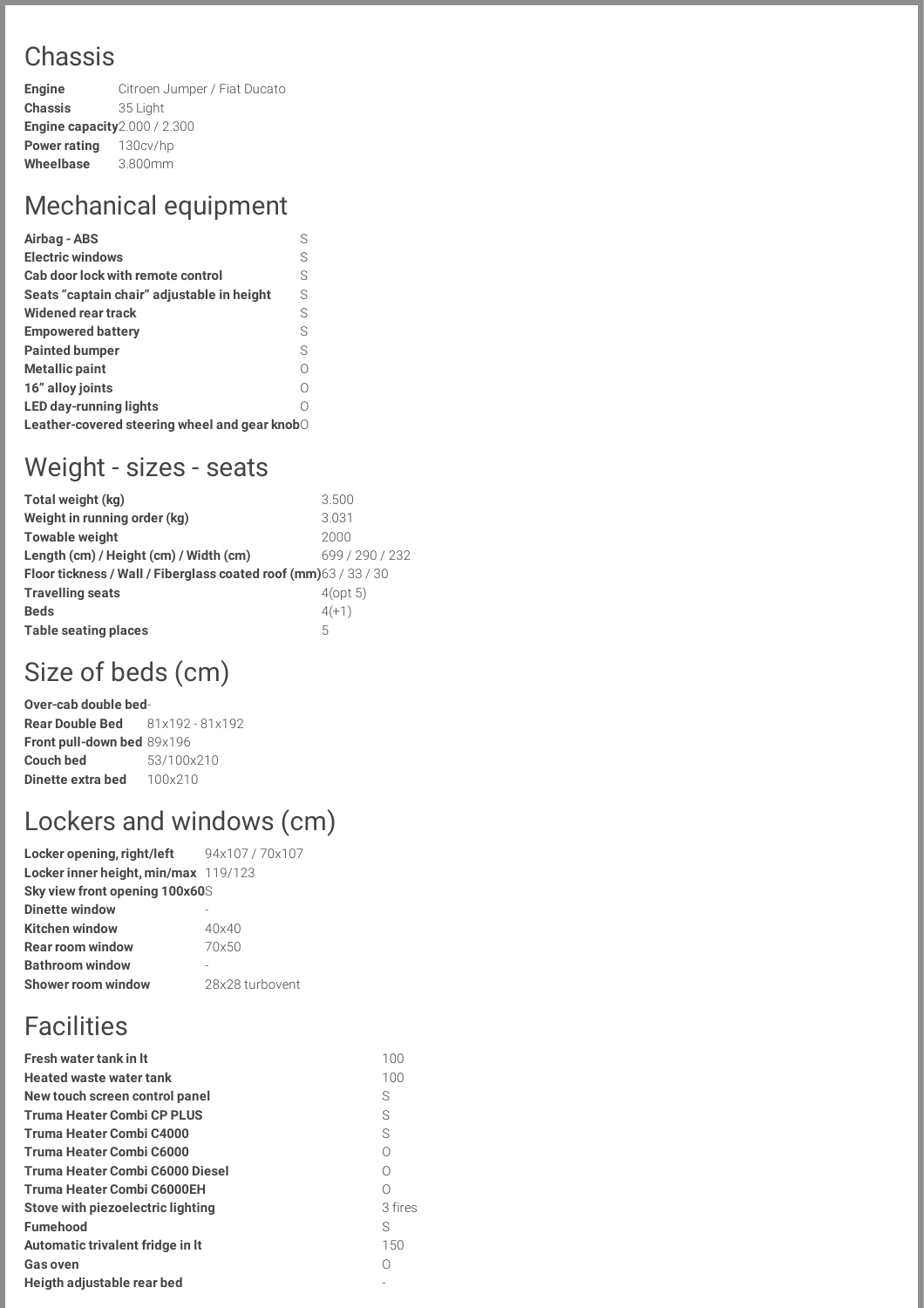## Chassis

| | |
|---|---|
| **Engine** | Citroen Jumper / Fiat Ducato |
| **Chassis** | 35 Light |
| **Engine capacity** | 2.000 / 2.300 |
| **Power rating** | 130cv/hp |
| **Wheelbase** | 3.800mm |

## Mechanical equipment

| | |
|---|---|
| **Airbag - ABS** | S |
| **Electric windows** | S |
| **Cab door lock with remote control** | S |
| **Seats "captain chair" adjustable in height** | S |
| **Widened rear track** | S |
| **Empowered battery** | S |
| **Painted bumper** | S |
| **Metallic paint** | O |
| **16" alloy joints** | O |
| **LED day-running lights** | O |
| **Leather-covered steering wheel and gear knob** | O |

## Weight - sizes - seats

| | |
|---|---|
| **Total weight (kg)** | 3.500 |
| **Weight in running order (kg)** | 3.031 |
| **Towable weight** | 2000 |
| **Length (cm) / Height (cm) / Width (cm)** | 699 / 290 / 232 |
| **Floor tickness / Wall / Fiberglass coated roof (mm)** | 63 / 33 / 30 |
| **Travelling seats** | 4(opt 5) |
| **Beds** | 4(+1) |
| **Table seating places** | 5 |

## Size of beds (cm)

| | |
|---|---|
| **Over-cab double bed** | - |
| **Rear Double Bed** | 81x192 - 81x192 |
| **Front pull-down bed** | 89x196 |
| **Couch bed** | 53/100x210 |
| **Dinette extra bed** | 100x210 |

## Lockers and windows (cm)

| | |
|---|---|
| **Locker opening, right/left** | 94x107 / 70x107 |
| **Locker inner height, min/max** | 119/123 |
| **Sky view front opening 100x60** | S |
| **Dinette window** | - |
| **Kitchen window** | 40x40 |
| **Rear room window** | 70x50 |
| **Bathroom window** | - |
| **Shower room window** | 28x28 turbovent |

## Facilities

| | |
|---|---|
| **Fresh water tank in lt** | 100 |
| **Heated waste water tank** | 100 |
| **New touch screen control panel** | S |
| **Truma Heater Combi CP PLUS** | S |
| **Truma Heater Combi C4000** | S |
| **Truma Heater Combi C6000** | O |
| **Truma Heater Combi C6000 Diesel** | O |
| **Truma Heater Combi C6000EH** | O |
| **Stove with piezoelectric lighting** | 3 fires |
| **Fumehood** | S |
| **Automatic trivalent fridge in lt** | 150 |
| **Gas oven** | O |
| **Heigth adjustable rear bed** | - |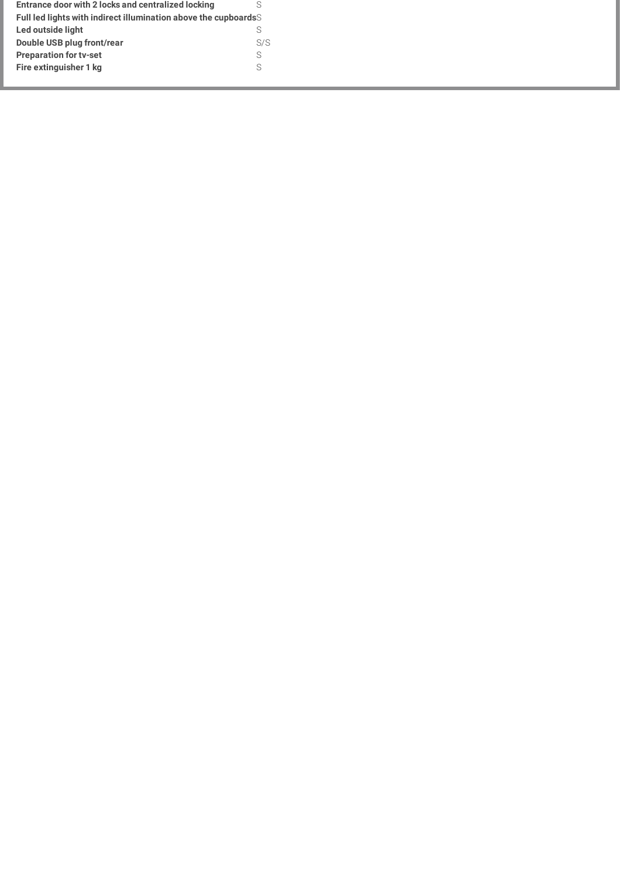| | |
|---|---|
| **Entrance door with 2 locks and centralized locking** | S |
| **Full led lights with indirect illumination above the cupboards** | S |
| **Led outside light** | S |
| **Double USB plug front/rear** | S/S |
| **Preparation for tv-set** | S |
| **Fire extinguisher 1 kg** | S |